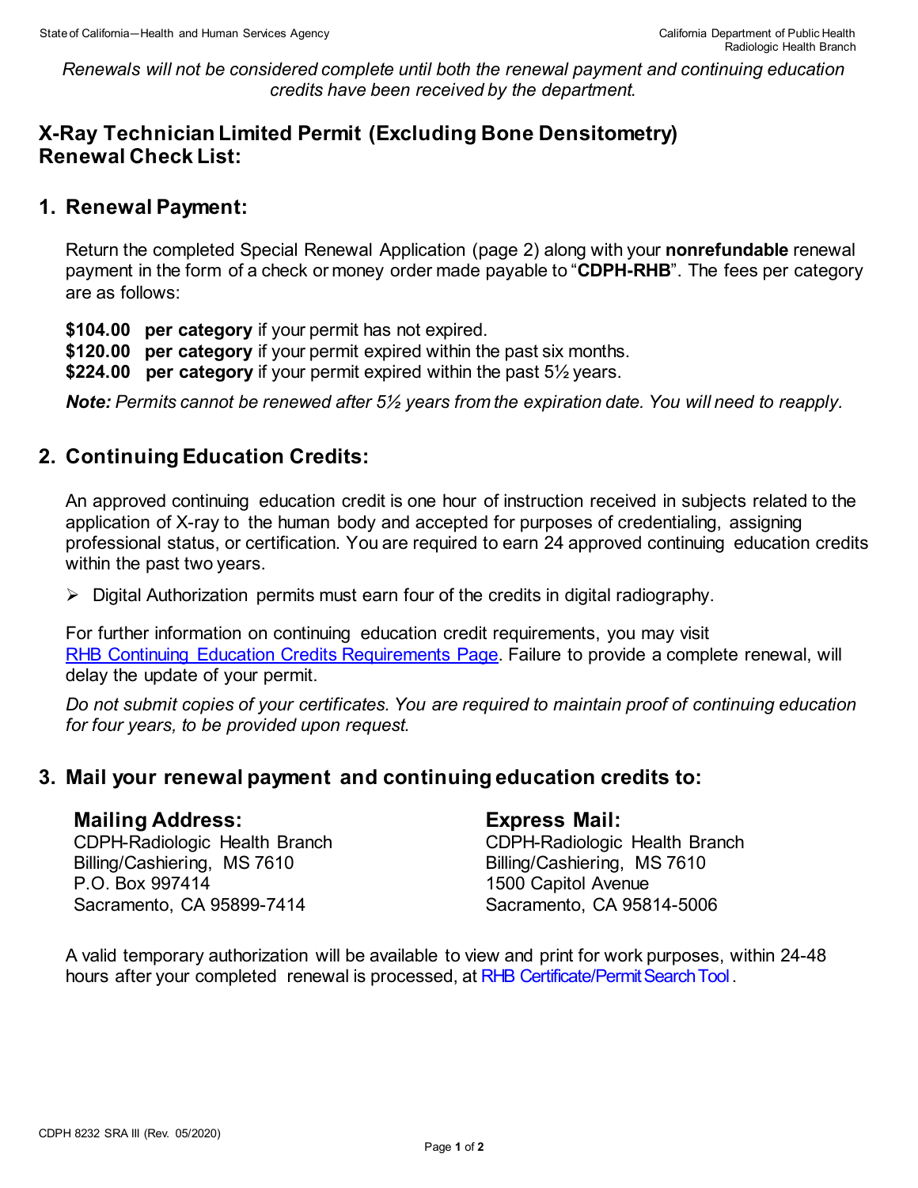*Renewals will not be considered complete until both the renewal payment and continuing education credits have been received by the department.*

# X-Ray Technician Limited Permit (Excluding Bone Densitometry) Renewal Check List:

## 1. Renewal Payment:

Return the completed Special Renewal Application (page 2) along with your **nonrefundable** renewal payment in the form of a check or money order made payable to "**CDPH-RHB**". The fees per category are as follows:

**$104.00 per category** if your permit has not expired.
**$120.00 per category** if your permit expired within the past six months.
**$224.00 per category** if your permit expired within the past 5½ years.

***Note:** Permits cannot be renewed after 5½ years from the expiration date. You will need to reapply.*

## 2. Continuing Education Credits:

An approved continuing education credit is one hour of instruction received in subjects related to the application of X-ray to the human body and accepted for purposes of credentialing, assigning professional status, or certification. You are required to earn 24 approved continuing education credits within the past two years.

- Digital Authorization permits must earn four of the credits in digital radiography.

For further information on continuing education credit requirements, you may visit RHB Continuing Education Credits Requirements Page. Failure to provide a complete renewal, will delay the update of your permit.

*Do not submit copies of your certificates. You are required to maintain proof of continuing education for four years, to be provided upon request.*

## 3. Mail your renewal payment and continuing education credits to:

**Mailing Address:**
CDPH-Radiologic Health Branch
Billing/Cashiering, MS 7610
P.O. Box 997414
Sacramento, CA 95899-7414

**Express Mail:**
CDPH-Radiologic Health Branch
Billing/Cashiering, MS 7610
1500 Capitol Avenue
Sacramento, CA 95814-5006

A valid temporary authorization will be available to view and print for work purposes, within 24-48 hours after your completed renewal is processed, at RHB Certificate/Permit Search Tool.

CDPH 8232 SRA III (Rev. 05/2020)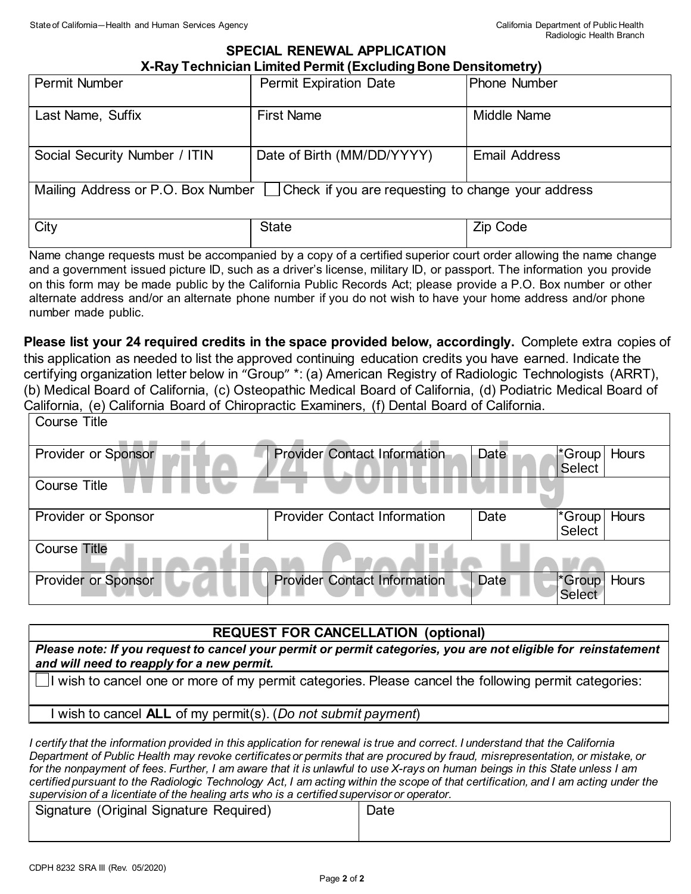## SPECIAL RENEWAL APPLICATION

### X-Ray Technician Limited Permit (Excluding Bone Densitometry)

| | | |
|---|---|---|
| Permit Number | Permit Expiration Date | Phone Number |
| Last Name, Suffix | First Name | Middle Name |
| Social Security Number / ITIN | Date of Birth (MM/DD/YYYY) | Email Address |
| Mailing Address or P.O. Box Number ☐ Check if you are requesting to change your address | | |
| City | State | Zip Code |

Name change requests must be accompanied by a copy of a certified superior court order allowing the name change and a government issued picture ID, such as a driver's license, military ID, or passport. The information you provide on this form may be made public by the California Public Records Act; please provide a P.O. Box number or other alternate address and/or an alternate phone number if you do not wish to have your home address and/or phone number made public.

**Please list your 24 required credits in the space provided below, accordingly.** Complete extra copies of this application as needed to list the approved continuing education credits you have earned. Indicate the certifying organization letter below in "Group" *: (a) American Registry of Radiologic Technologists (ARRT), (b) Medical Board of California, (c) Osteopathic Medical Board of California, (d) Podiatric Medical Board of California, (e) California Board of Chiropractic Examiners, (f) Dental Board of California.

Write 24 Continuing Education Credits Here

| | | | | |
|---|---|---|---|---|
| Course Title | | | | |
| Provider or Sponsor | Provider Contact Information | Date | *Group Select | Hours |
| Course Title | | | | |
| Provider or Sponsor | Provider Contact Information | Date | *Group Select | Hours |
| Course Title | | | | |
| Provider or Sponsor | Provider Contact Information | Date | *Group Select | Hours |

**REQUEST FOR CANCELLATION (optional)**

***Please note: If you request to cancel your permit or permit categories, you are not eligible for reinstatement and will need to reapply for a new permit.***

☐ I wish to cancel one or more of my permit categories. Please cancel the following permit categories:

I wish to cancel **ALL** of my permit(s). (*Do not submit payment*)

*I certify that the information provided in this application for renewal is true and correct. I understand that the California Department of Public Health may revoke certificates or permits that are procured by fraud, misrepresentation, or mistake, or for the nonpayment of fees. Further, I am aware that it is unlawful to use X-rays on human beings in this State unless I am certified pursuant to the Radiologic Technology Act, I am acting within the scope of that certification, and I am acting under the supervision of a licentiate of the healing arts who is a certified supervisor or operator.*

| | |
|---|---|
| Signature (Original Signature Required) | Date |

CDPH 8232 SRA III (Rev. 05/2020)